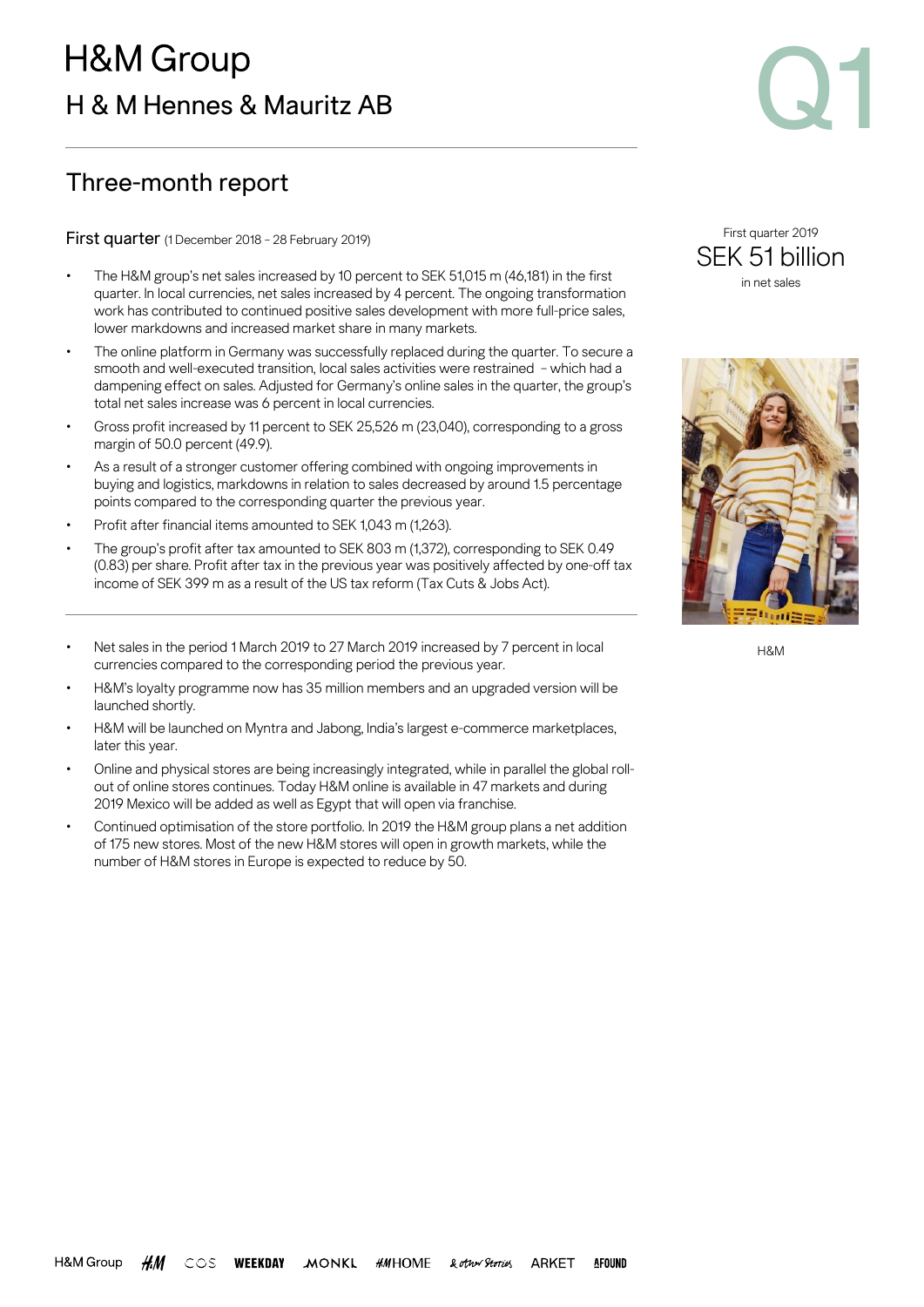# H&M Group

## H & M Hennes & Mauritz AB

Q1

## Three-month report

### First quarter (1 December 2018 – 28 February 2019)

First quarter 2019

SEK 51 billion

in net sales

- The H&M group's net sales increased by 10 percent to SEK 51,015 m (46,181) in the first quarter. In local currencies, net sales increased by 4 percent. The ongoing transformation work has contributed to continued positive sales development with more full-price sales, lower markdowns and increased market share in many markets.
- The online platform in Germany was successfully replaced during the quarter. To secure a smooth and well-executed transition, local sales activities were restrained – which had a dampening effect on sales. Adjusted for Germany's online sales in the quarter, the group's total net sales increase was 6 percent in local currencies.
- Gross profit increased by 11 percent to SEK 25,526 m (23,040), corresponding to a gross margin of 50.0 percent (49.9).
- As a result of a stronger customer offering combined with ongoing improvements in buying and logistics, markdowns in relation to sales decreased by around 1.5 percentage points compared to the corresponding quarter the previous year.
- Profit after financial items amounted to SEK 1,043 m (1,263).
- The group's profit after tax amounted to SEK 803 m (1,372), corresponding to SEK 0.49 (0.83) per share. Profit after tax in the previous year was positively affected by one-off tax income of SEK 399 m as a result of the US tax reform (Tax Cuts & Jobs Act).

---

- Net sales in the period 1 March 2019 to 27 March 2019 increased by 7 percent in local currencies compared to the corresponding period the previous year.
- H&M's loyalty programme now has 35 million members and an upgraded version will be launched shortly.
- H&M will be launched on Myntra and Jabong, India's largest e-commerce marketplaces, later this year.
- Online and physical stores are being increasingly integrated, while in parallel the global roll-out of online stores continues. Today H&M online is available in 47 markets and during 2019 Mexico will be added as well as Egypt that will open via franchise.
- Continued optimisation of the store portfolio. In 2019 the H&M group plans a net addition of 175 new stores. Most of the new H&M stores will open in growth markets, while the number of H&M stores in Europe is expected to reduce by 50.

H&M

H&M Group H&M COS WEEKDAY MONKI H&M HOME & other Stories ARKET AFOUND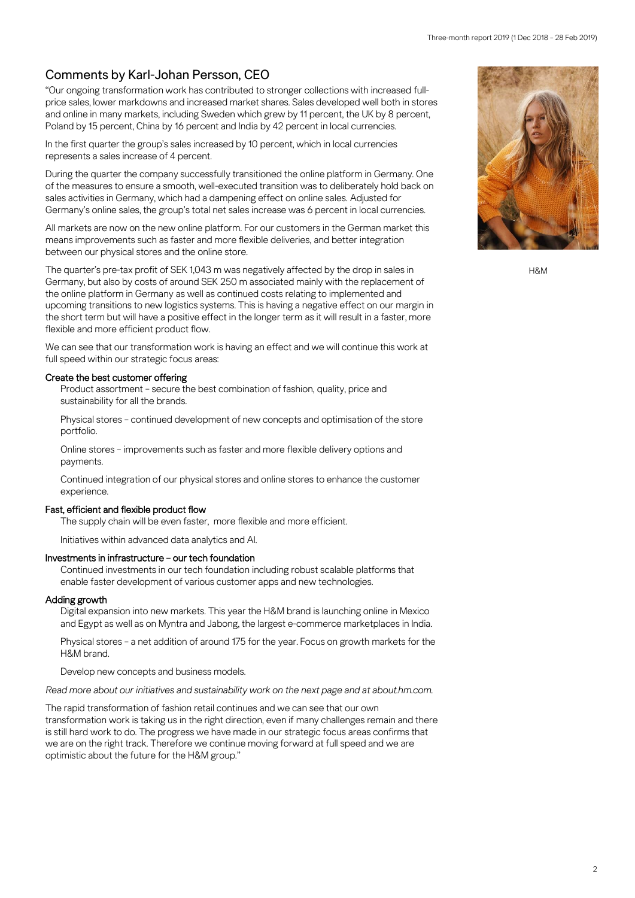## Comments by Karl-Johan Persson, CEO

"Our ongoing transformation work has contributed to stronger collections with increased full-price sales, lower markdowns and increased market shares. Sales developed well both in stores and online in many markets, including Sweden which grew by 11 percent, the UK by 8 percent, Poland by 15 percent, China by 16 percent and India by 42 percent in local currencies.

In the first quarter the group's sales increased by 10 percent, which in local currencies represents a sales increase of 4 percent.

During the quarter the company successfully transitioned the online platform in Germany. One of the measures to ensure a smooth, well-executed transition was to deliberately hold back on sales activities in Germany, which had a dampening effect on online sales. Adjusted for Germany's online sales, the group's total net sales increase was 6 percent in local currencies.

All markets are now on the new online platform. For our customers in the German market this means improvements such as faster and more flexible deliveries, and better integration between our physical stores and the online store.

The quarter's pre-tax profit of SEK 1,043 m was negatively affected by the drop in sales in Germany, but also by costs of around SEK 250 m associated mainly with the replacement of the online platform in Germany as well as continued costs relating to implemented and upcoming transitions to new logistics systems. This is having a negative effect on our margin in the short term but will have a positive effect in the longer term as it will result in a faster, more flexible and more efficient product flow.

We can see that our transformation work is having an effect and we will continue this work at full speed within our strategic focus areas:

**Create the best customer offering**

Product assortment – secure the best combination of fashion, quality, price and sustainability for all the brands.

Physical stores – continued development of new concepts and optimisation of the store portfolio.

Online stores – improvements such as faster and more flexible delivery options and payments.

Continued integration of our physical stores and online stores to enhance the customer experience.

**Fast, efficient and flexible product flow**

The supply chain will be even faster, more flexible and more efficient.

Initiatives within advanced data analytics and AI.

**Investments in infrastructure – our tech foundation**

Continued investments in our tech foundation including robust scalable platforms that enable faster development of various customer apps and new technologies.

**Adding growth**

Digital expansion into new markets. This year the H&M brand is launching online in Mexico and Egypt as well as on Myntra and Jabong, the largest e-commerce marketplaces in India.

Physical stores – a net addition of around 175 for the year. Focus on growth markets for the H&M brand.

Develop new concepts and business models.

*Read more about our initiatives and sustainability work on the next page and at about.hm.com.*

The rapid transformation of fashion retail continues and we can see that our own transformation work is taking us in the right direction, even if many challenges remain and there is still hard work to do. The progress we have made in our strategic focus areas confirms that we are on the right track. Therefore we continue moving forward at full speed and we are optimistic about the future for the H&M group."

H&M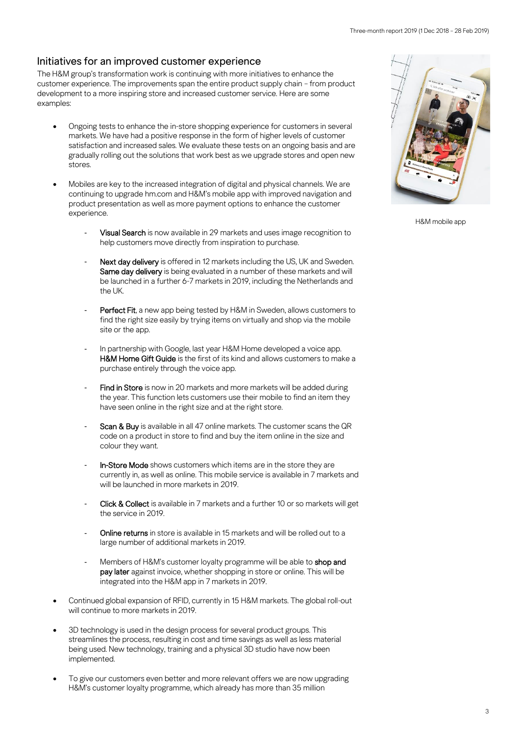## Initiatives for an improved customer experience

The H&M group's transformation work is continuing with more initiatives to enhance the customer experience. The improvements span the entire product supply chain – from product development to a more inspiring store and increased customer service. Here are some examples:

- Ongoing tests to enhance the in-store shopping experience for customers in several markets. We have had a positive response in the form of higher levels of customer satisfaction and increased sales. We evaluate these tests on an ongoing basis and are gradually rolling out the solutions that work best as we upgrade stores and open new stores.

- Mobiles are key to the increased integration of digital and physical channels. We are continuing to upgrade hm.com and H&M's mobile app with improved navigation and product presentation as well as more payment options to enhance the customer experience.

    - **Visual Search** is now available in 29 markets and uses image recognition to help customers move directly from inspiration to purchase.

    - **Next day delivery** is offered in 12 markets including the US, UK and Sweden. **Same day delivery** is being evaluated in a number of these markets and will be launched in a further 6-7 markets in 2019, including the Netherlands and the UK.

    - **Perfect Fit**, a new app being tested by H&M in Sweden, allows customers to find the right size easily by trying items on virtually and shop via the mobile site or the app.

    - In partnership with Google, last year H&M Home developed a voice app. **H&M Home Gift Guide** is the first of its kind and allows customers to make a purchase entirely through the voice app.

    - **Find in Store** is now in 20 markets and more markets will be added during the year. This function lets customers use their mobile to find an item they have seen online in the right size and at the right store.

    - **Scan & Buy** is available in all 47 online markets. The customer scans the QR code on a product in store to find and buy the item online in the size and colour they want.

    - **In-Store Mode** shows customers which items are in the store they are currently in, as well as online. This mobile service is available in 7 markets and will be launched in more markets in 2019.

    - **Click & Collect** is available in 7 markets and a further 10 or so markets will get the service in 2019.

    - **Online returns** in store is available in 15 markets and will be rolled out to a large number of additional markets in 2019.

    - Members of H&M's customer loyalty programme will be able to **shop and pay later** against invoice, whether shopping in store or online. This will be integrated into the H&M app in 7 markets in 2019.

- Continued global expansion of RFID, currently in 15 H&M markets. The global roll-out will continue to more markets in 2019.

- 3D technology is used in the design process for several product groups. This streamlines the process, resulting in cost and time savings as well as less material being used. New technology, training and a physical 3D studio have now been implemented.

- To give our customers even better and more relevant offers we are now upgrading H&M's customer loyalty programme, which already has more than 35 million

H&M mobile app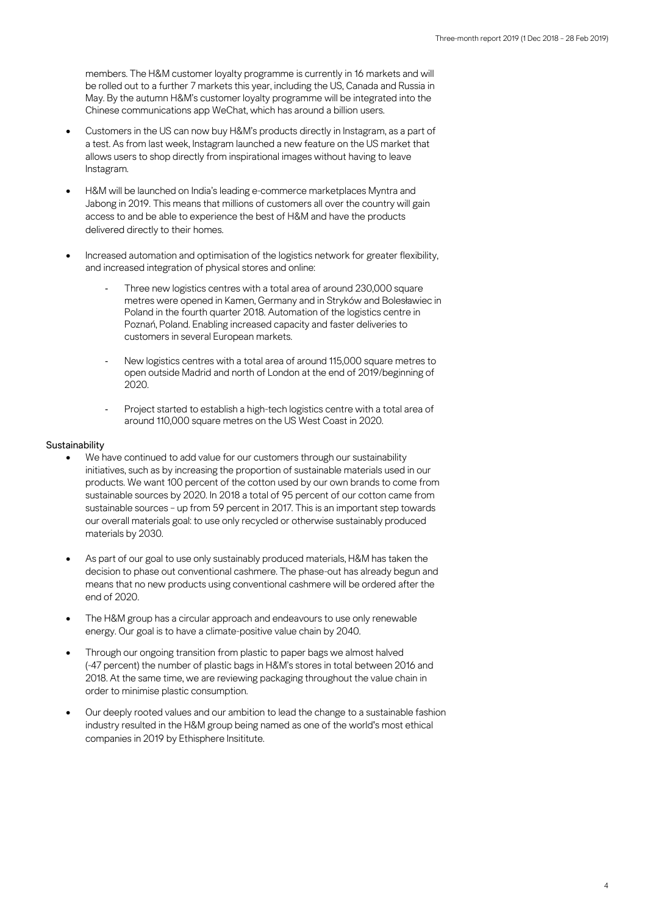members. The H&M customer loyalty programme is currently in 16 markets and will be rolled out to a further 7 markets this year, including the US, Canada and Russia in May. By the autumn H&M's customer loyalty programme will be integrated into the Chinese communications app WeChat, which has around a billion users.

- Customers in the US can now buy H&M's products directly in Instagram, as a part of a test. As from last week, Instagram launched a new feature on the US market that allows users to shop directly from inspirational images without having to leave Instagram.

- H&M will be launched on India's leading e-commerce marketplaces Myntra and Jabong in 2019. This means that millions of customers all over the country will gain access to and be able to experience the best of H&M and have the products delivered directly to their homes.

- Increased automation and optimisation of the logistics network for greater flexibility, and increased integration of physical stores and online:

  - Three new logistics centres with a total area of around 230,000 square metres were opened in Kamen, Germany and in Stryków and Bolesławiec in Poland in the fourth quarter 2018. Automation of the logistics centre in Poznań, Poland. Enabling increased capacity and faster deliveries to customers in several European markets.

  - New logistics centres with a total area of around 115,000 square metres to open outside Madrid and north of London at the end of 2019/beginning of 2020.

  - Project started to establish a high-tech logistics centre with a total area of around 110,000 square metres on the US West Coast in 2020.

Sustainability

- We have continued to add value for our customers through our sustainability initiatives, such as by increasing the proportion of sustainable materials used in our products. We want 100 percent of the cotton used by our own brands to come from sustainable sources by 2020. In 2018 a total of 95 percent of our cotton came from sustainable sources – up from 59 percent in 2017. This is an important step towards our overall materials goal: to use only recycled or otherwise sustainably produced materials by 2030.

- As part of our goal to use only sustainably produced materials, H&M has taken the decision to phase out conventional cashmere. The phase-out has already begun and means that no new products using conventional cashmere will be ordered after the end of 2020.

- The H&M group has a circular approach and endeavours to use only renewable energy. Our goal is to have a climate-positive value chain by 2040.

- Through our ongoing transition from plastic to paper bags we almost halved (-47 percent) the number of plastic bags in H&M's stores in total between 2016 and 2018. At the same time, we are reviewing packaging throughout the value chain in order to minimise plastic consumption.

- Our deeply rooted values and our ambition to lead the change to a sustainable fashion industry resulted in the H&M group being named as one of the world's most ethical companies in 2019 by Ethisphere Insititute.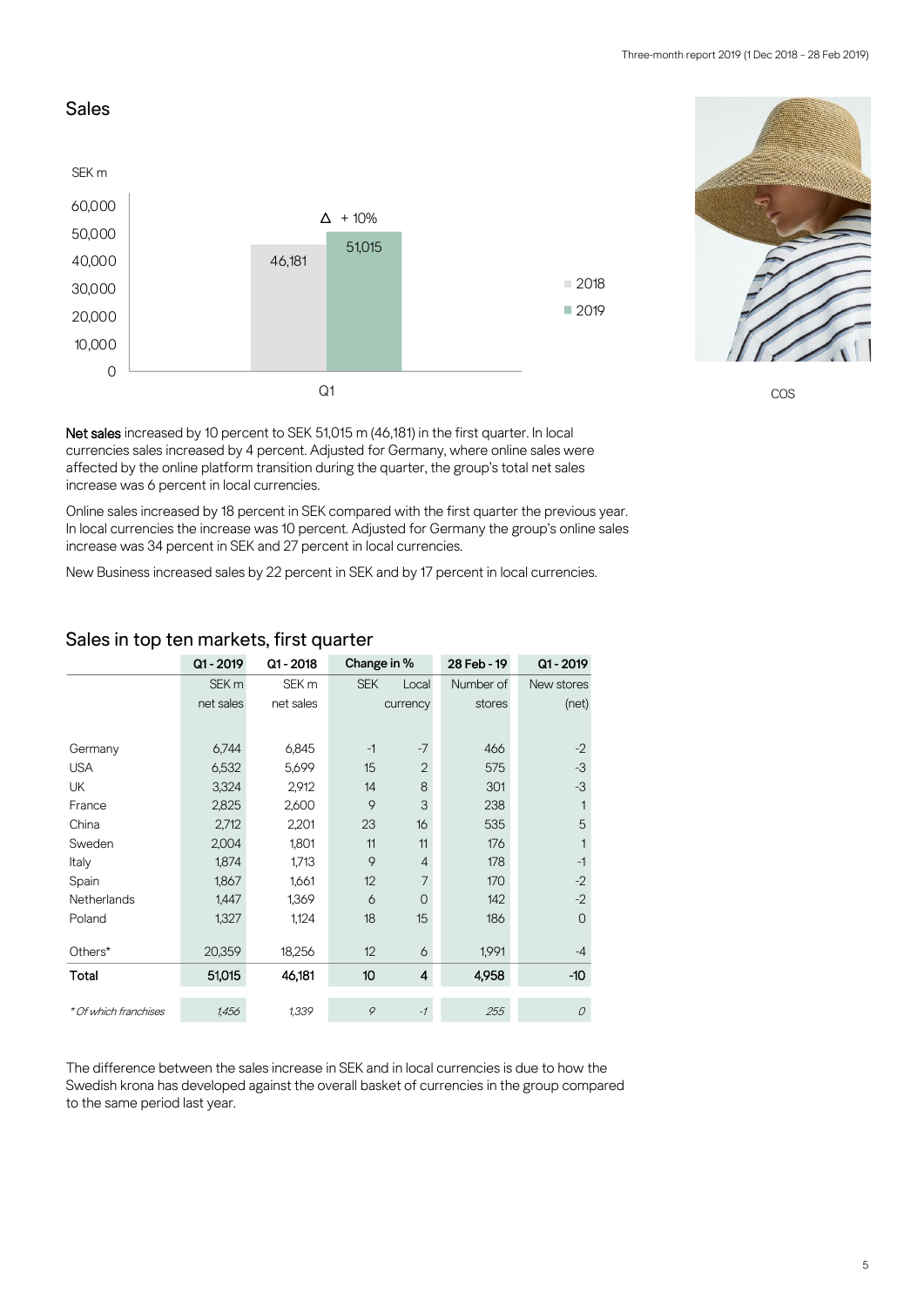## Sales

SEK m

| | 2018 | 2019 |
|---|---|---|
| Q1 | 46,181 | 51,015 |

Δ + 10%

COS

**Net sales** increased by 10 percent to SEK 51,015 m (46,181) in the first quarter. In local currencies sales increased by 4 percent. Adjusted for Germany, where online sales were affected by the online platform transition during the quarter, the group's total net sales increase was 6 percent in local currencies.

Online sales increased by 18 percent in SEK compared with the first quarter the previous year. In local currencies the increase was 10 percent. Adjusted for Germany the group's online sales increase was 34 percent in SEK and 27 percent in local currencies.

New Business increased sales by 22 percent in SEK and by 17 percent in local currencies.

## Sales in top ten markets, first quarter

| | Q1 - 2019 | Q1 - 2018 | Change in % | | 28 Feb - 19 | Q1 - 2019 |
|---|---|---|---|---|---|---|
| | SEK m net sales | SEK m net sales | SEK | Local currency | Number of stores | New stores (net) |
| Germany | 6,744 | 6,845 | -1 | -7 | 466 | -2 |
| USA | 6,532 | 5,699 | 15 | 2 | 575 | -3 |
| UK | 3,324 | 2,912 | 14 | 8 | 301 | -3 |
| France | 2,825 | 2,600 | 9 | 3 | 238 | 1 |
| China | 2,712 | 2,201 | 23 | 16 | 535 | 5 |
| Sweden | 2,004 | 1,801 | 11 | 11 | 176 | 1 |
| Italy | 1,874 | 1,713 | 9 | 4 | 178 | -1 |
| Spain | 1,867 | 1,661 | 12 | 7 | 170 | -2 |
| Netherlands | 1,447 | 1,369 | 6 | 0 | 142 | -2 |
| Poland | 1,327 | 1,124 | 18 | 15 | 186 | 0 |
| Others* | 20,359 | 18,256 | 12 | 6 | 1,991 | -4 |
| **Total** | **51,015** | **46,181** | **10** | **4** | **4,958** | **-10** |
| *\* Of which franchises* | *1,456* | *1,339* | *9* | *-1* | *255* | *0* |

The difference between the sales increase in SEK and in local currencies is due to how the Swedish krona has developed against the overall basket of currencies in the group compared to the same period last year.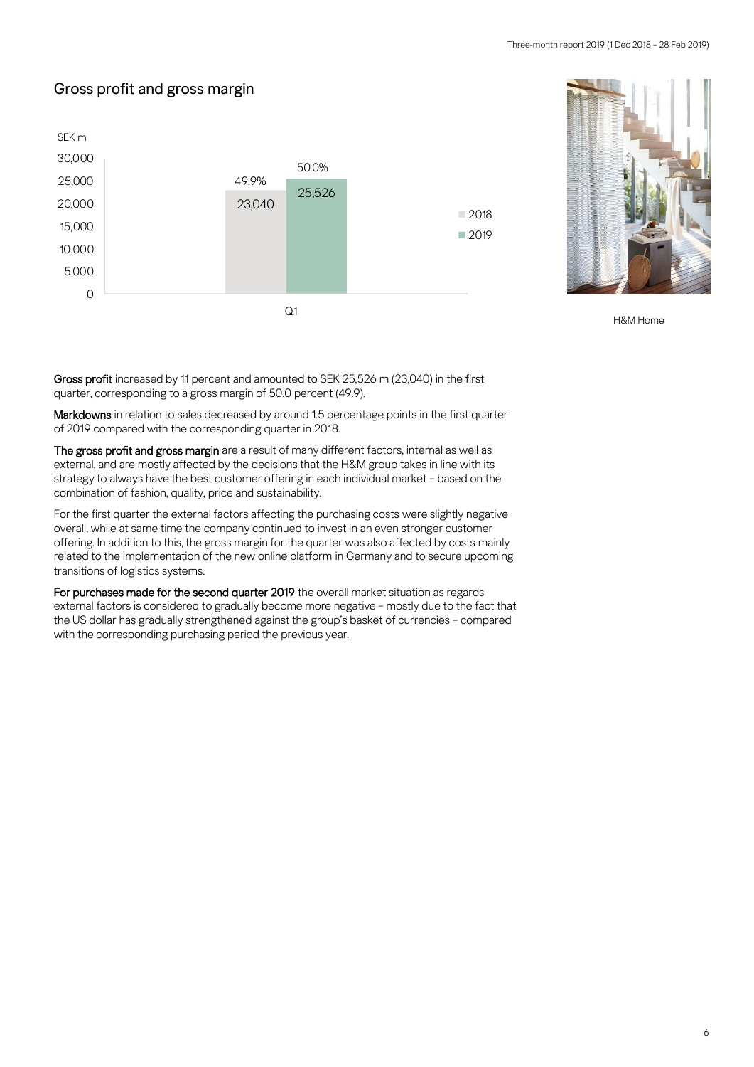## Gross profit and gross margin

SEK m

30,000
25,000
20,000
15,000
10,000
5,000
0

49.9%
23,040
50.0%
25,526

Q1

2018
2019

H&M Home

**Gross profit** increased by 11 percent and amounted to SEK 25,526 m (23,040) in the first quarter, corresponding to a gross margin of 50.0 percent (49.9).

**Markdowns** in relation to sales decreased by around 1.5 percentage points in the first quarter of 2019 compared with the corresponding quarter in 2018.

**The gross profit and gross margin** are a result of many different factors, internal as well as external, and are mostly affected by the decisions that the H&M group takes in line with its strategy to always have the best customer offering in each individual market – based on the combination of fashion, quality, price and sustainability.

For the first quarter the external factors affecting the purchasing costs were slightly negative overall, while at same time the company continued to invest in an even stronger customer offering. In addition to this, the gross margin for the quarter was also affected by costs mainly related to the implementation of the new online platform in Germany and to secure upcoming transitions of logistics systems.

**For purchases made for the second quarter 2019** the overall market situation as regards external factors is considered to gradually become more negative – mostly due to the fact that the US dollar has gradually strengthened against the group's basket of currencies – compared with the corresponding purchasing period the previous year.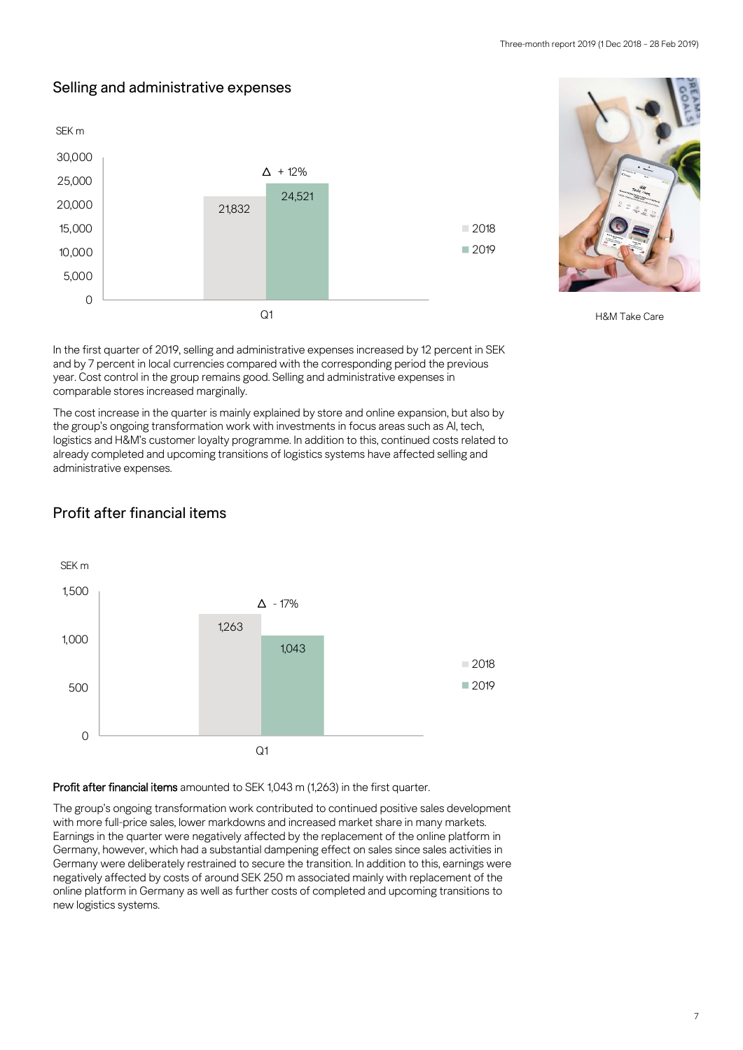## Selling and administrative expenses

SEK m

30,000
25,000
20,000
15,000
10,000
5,000
0

Δ + 12%

21,832
24,521

Q1

2018
2019

H&M Take Care

In the first quarter of 2019, selling and administrative expenses increased by 12 percent in SEK and by 7 percent in local currencies compared with the corresponding period the previous year. Cost control in the group remains good. Selling and administrative expenses in comparable stores increased marginally.

The cost increase in the quarter is mainly explained by store and online expansion, but also by the group's ongoing transformation work with investments in focus areas such as AI, tech, logistics and H&M's customer loyalty programme. In addition to this, continued costs related to already completed and upcoming transitions of logistics systems have affected selling and administrative expenses.

## Profit after financial items

SEK m

1,500
1,000
500
0

Δ - 17%

1,263
1,043

Q1

2018
2019

**Profit after financial items** amounted to SEK 1,043 m (1,263) in the first quarter.

The group's ongoing transformation work contributed to continued positive sales development with more full-price sales, lower markdowns and increased market share in many markets. Earnings in the quarter were negatively affected by the replacement of the online platform in Germany, however, which had a substantial dampening effect on sales since sales activities in Germany were deliberately restrained to secure the transition. In addition to this, earnings were negatively affected by costs of around SEK 250 m associated mainly with replacement of the online platform in Germany as well as further costs of completed and upcoming transitions to new logistics systems.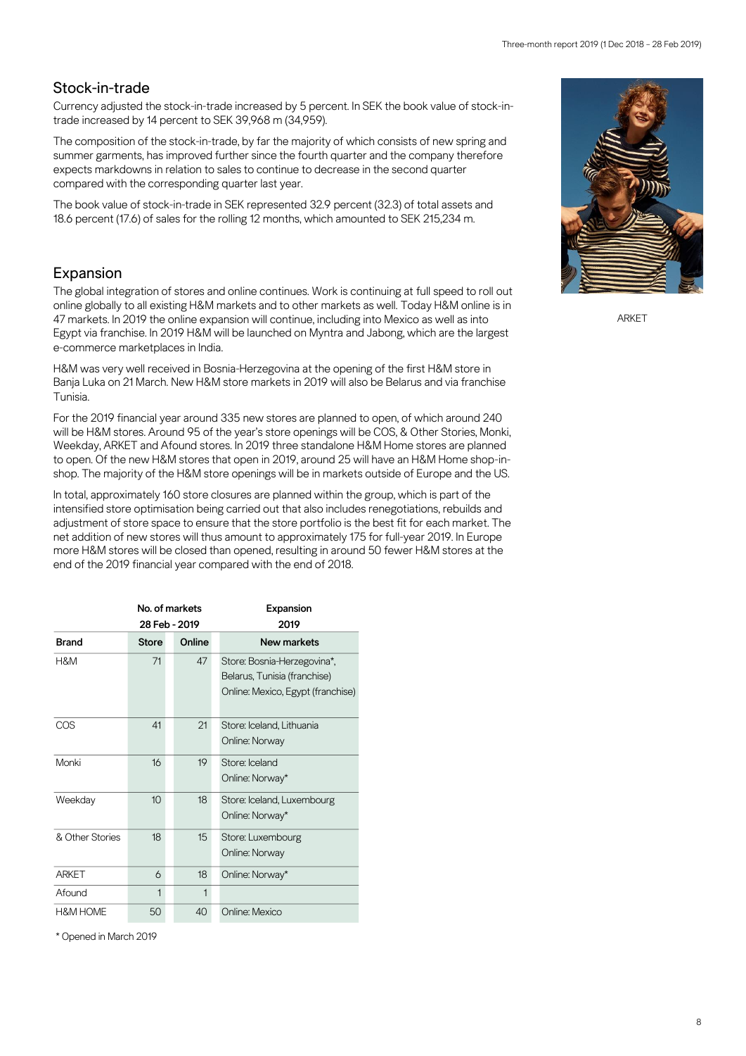## Stock-in-trade

Currency adjusted the stock-in-trade increased by 5 percent. In SEK the book value of stock-in-trade increased by 14 percent to SEK 39,968 m (34,959).

The composition of the stock-in-trade, by far the majority of which consists of new spring and summer garments, has improved further since the fourth quarter and the company therefore expects markdowns in relation to sales to continue to decrease in the second quarter compared with the corresponding quarter last year.

The book value of stock-in-trade in SEK represented 32.9 percent (32.3) of total assets and 18.6 percent (17.6) of sales for the rolling 12 months, which amounted to SEK 215,234 m.

ARKET

## Expansion

The global integration of stores and online continues. Work is continuing at full speed to roll out online globally to all existing H&M markets and to other markets as well. Today H&M online is in 47 markets. In 2019 the online expansion will continue, including into Mexico as well as into Egypt via franchise. In 2019 H&M will be launched on Myntra and Jabong, which are the largest e-commerce marketplaces in India.

H&M was very well received in Bosnia-Herzegovina at the opening of the first H&M store in Banja Luka on 21 March. New H&M store markets in 2019 will also be Belarus and via franchise Tunisia.

For the 2019 financial year around 335 new stores are planned to open, of which around 240 will be H&M stores. Around 95 of the year's store openings will be COS, & Other Stories, Monki, Weekday, ARKET and Afound stores. In 2019 three standalone H&M Home stores are planned to open. Of the new H&M stores that open in 2019, around 25 will have an H&M Home shop-in-shop. The majority of the H&M store openings will be in markets outside of Europe and the US.

In total, approximately 160 store closures are planned within the group, which is part of the intensified store optimisation being carried out that also includes renegotiations, rebuilds and adjustment of store space to ensure that the store portfolio is the best fit for each market. The net addition of new stores will thus amount to approximately 175 for full-year 2019. In Europe more H&M stores will be closed than opened, resulting in around 50 fewer H&M stores at the end of the 2019 financial year compared with the end of 2018.

| | No. of markets 28 Feb - 2019 | | Expansion 2019 |
|---|---|---|---|
| **Brand** | **Store** | **Online** | **New markets** |
| H&M | 71 | 47 | Store: Bosnia-Herzegovina*, Belarus, Tunisia (franchise) Online: Mexico, Egypt (franchise) |
| COS | 41 | 21 | Store: Iceland, Lithuania Online: Norway |
| Monki | 16 | 19 | Store: Iceland Online: Norway* |
| Weekday | 10 | 18 | Store: Iceland, Luxembourg Online: Norway* |
| & Other Stories | 18 | 15 | Store: Luxembourg Online: Norway |
| ARKET | 6 | 18 | Online: Norway* |
| Afound | 1 | 1 | |
| H&M HOME | 50 | 40 | Online: Mexico |

* Opened in March 2019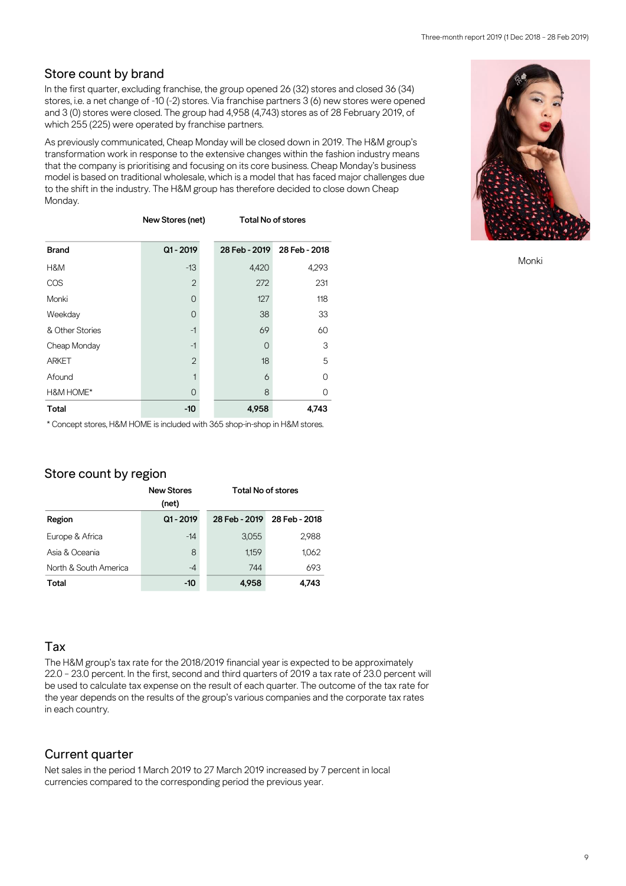## Store count by brand

In the first quarter, excluding franchise, the group opened 26 (32) stores and closed 36 (34) stores, i.e. a net change of -10 (-2) stores. Via franchise partners 3 (6) new stores were opened and 3 (0) stores were closed. The group had 4,958 (4,743) stores as of 28 February 2019, of which 255 (225) were operated by franchise partners.

As previously communicated, Cheap Monday will be closed down in 2019. The H&M group's transformation work in response to the extensive changes within the fashion industry means that the company is prioritising and focusing on its core business. Cheap Monday's business model is based on traditional wholesale, which is a model that has faced major challenges due to the shift in the industry. The H&M group has therefore decided to close down Cheap Monday.

| | New Stores (net) | Total No of stores | |
|---|---|---|---|
| **Brand** | **Q1 - 2019** | **28 Feb - 2019** | **28 Feb - 2018** |
| H&M | -13 | 4,420 | 4,293 |
| COS | 2 | 272 | 231 |
| Monki | 0 | 127 | 118 |
| Weekday | 0 | 38 | 33 |
| & Other Stories | -1 | 69 | 60 |
| Cheap Monday | -1 | 0 | 3 |
| ARKET | 2 | 18 | 5 |
| Afound | 1 | 6 | 0 |
| H&M HOME* | 0 | 8 | 0 |
| **Total** | **-10** | **4,958** | **4,743** |

* Concept stores, H&M HOME is included with 365 shop-in-shop in H&M stores.

Monki

## Store count by region

| | New Stores (net) | Total No of stores | |
|---|---|---|---|
| **Region** | **Q1 - 2019** | **28 Feb - 2019** | **28 Feb - 2018** |
| Europe & Africa | -14 | 3,055 | 2,988 |
| Asia & Oceania | 8 | 1,159 | 1,062 |
| North & South America | -4 | 744 | 693 |
| **Total** | **-10** | **4,958** | **4,743** |

## Tax

The H&M group's tax rate for the 2018/2019 financial year is expected to be approximately 22.0 – 23.0 percent. In the first, second and third quarters of 2019 a tax rate of 23.0 percent will be used to calculate tax expense on the result of each quarter. The outcome of the tax rate for the year depends on the results of the group's various companies and the corporate tax rates in each country.

## Current quarter

Net sales in the period 1 March 2019 to 27 March 2019 increased by 7 percent in local currencies compared to the corresponding period the previous year.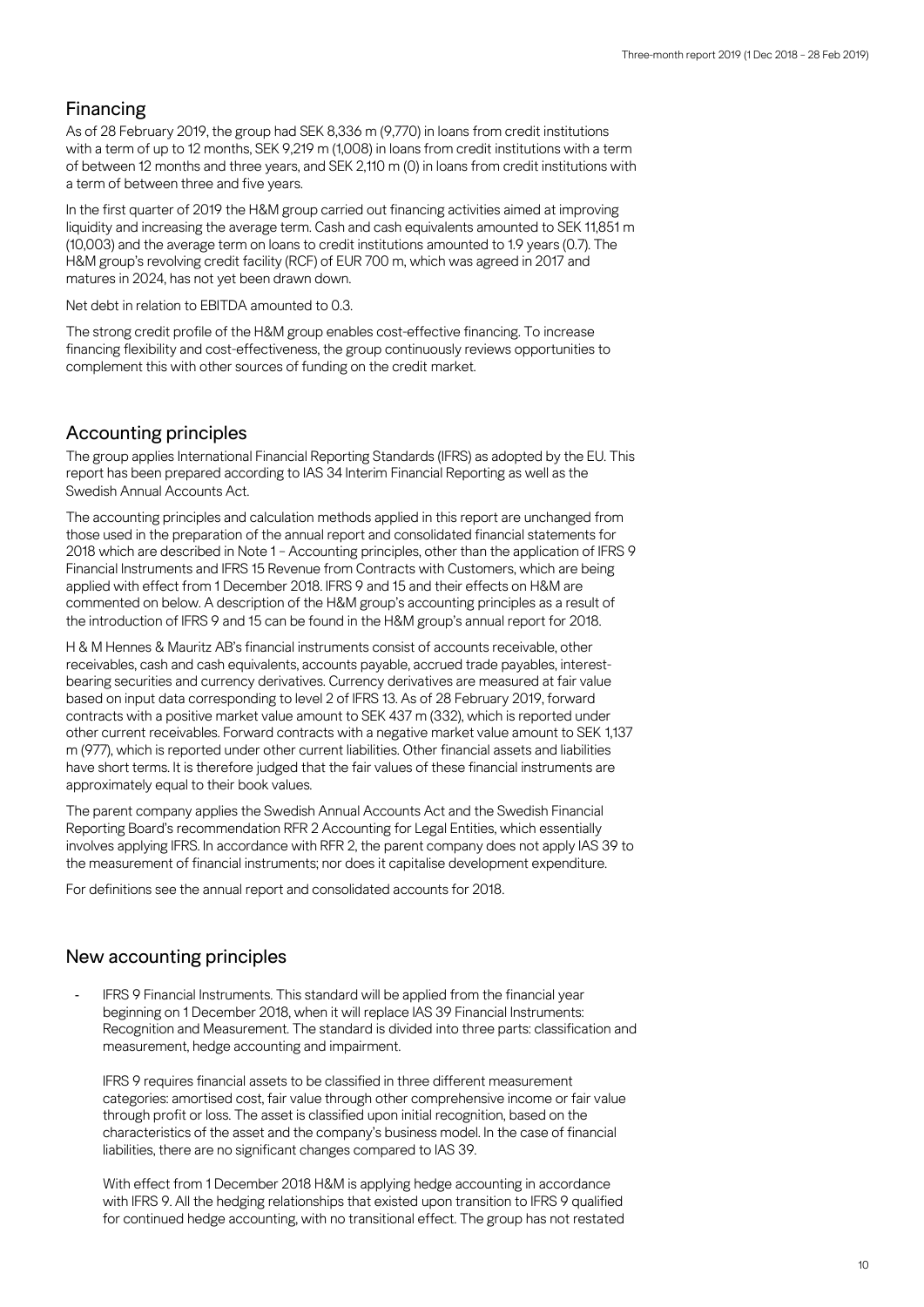## Financing

As of 28 February 2019, the group had SEK 8,336 m (9,770) in loans from credit institutions with a term of up to 12 months, SEK 9,219 m (1,008) in loans from credit institutions with a term of between 12 months and three years, and SEK 2,110 m (0) in loans from credit institutions with a term of between three and five years.

In the first quarter of 2019 the H&M group carried out financing activities aimed at improving liquidity and increasing the average term. Cash and cash equivalents amounted to SEK 11,851 m (10,003) and the average term on loans to credit institutions amounted to 1.9 years (0.7). The H&M group's revolving credit facility (RCF) of EUR 700 m, which was agreed in 2017 and matures in 2024, has not yet been drawn down.

Net debt in relation to EBITDA amounted to 0.3.

The strong credit profile of the H&M group enables cost-effective financing. To increase financing flexibility and cost-effectiveness, the group continuously reviews opportunities to complement this with other sources of funding on the credit market.

## Accounting principles

The group applies International Financial Reporting Standards (IFRS) as adopted by the EU. This report has been prepared according to IAS 34 Interim Financial Reporting as well as the Swedish Annual Accounts Act.

The accounting principles and calculation methods applied in this report are unchanged from those used in the preparation of the annual report and consolidated financial statements for 2018 which are described in Note 1 – Accounting principles, other than the application of IFRS 9 Financial Instruments and IFRS 15 Revenue from Contracts with Customers, which are being applied with effect from 1 December 2018. IFRS 9 and 15 and their effects on H&M are commented on below. A description of the H&M group's accounting principles as a result of the introduction of IFRS 9 and 15 can be found in the H&M group's annual report for 2018.

H & M Hennes & Mauritz AB's financial instruments consist of accounts receivable, other receivables, cash and cash equivalents, accounts payable, accrued trade payables, interest-bearing securities and currency derivatives. Currency derivatives are measured at fair value based on input data corresponding to level 2 of IFRS 13. As of 28 February 2019, forward contracts with a positive market value amount to SEK 437 m (332), which is reported under other current receivables. Forward contracts with a negative market value amount to SEK 1,137 m (977), which is reported under other current liabilities. Other financial assets and liabilities have short terms. It is therefore judged that the fair values of these financial instruments are approximately equal to their book values.

The parent company applies the Swedish Annual Accounts Act and the Swedish Financial Reporting Board's recommendation RFR 2 Accounting for Legal Entities, which essentially involves applying IFRS. In accordance with RFR 2, the parent company does not apply IAS 39 to the measurement of financial instruments; nor does it capitalise development expenditure.

For definitions see the annual report and consolidated accounts for 2018.

## New accounting principles

- IFRS 9 Financial Instruments. This standard will be applied from the financial year beginning on 1 December 2018, when it will replace IAS 39 Financial Instruments: Recognition and Measurement. The standard is divided into three parts: classification and measurement, hedge accounting and impairment.

  IFRS 9 requires financial assets to be classified in three different measurement categories: amortised cost, fair value through other comprehensive income or fair value through profit or loss. The asset is classified upon initial recognition, based on the characteristics of the asset and the company's business model. In the case of financial liabilities, there are no significant changes compared to IAS 39.

  With effect from 1 December 2018 H&M is applying hedge accounting in accordance with IFRS 9. All the hedging relationships that existed upon transition to IFRS 9 qualified for continued hedge accounting, with no transitional effect. The group has not restated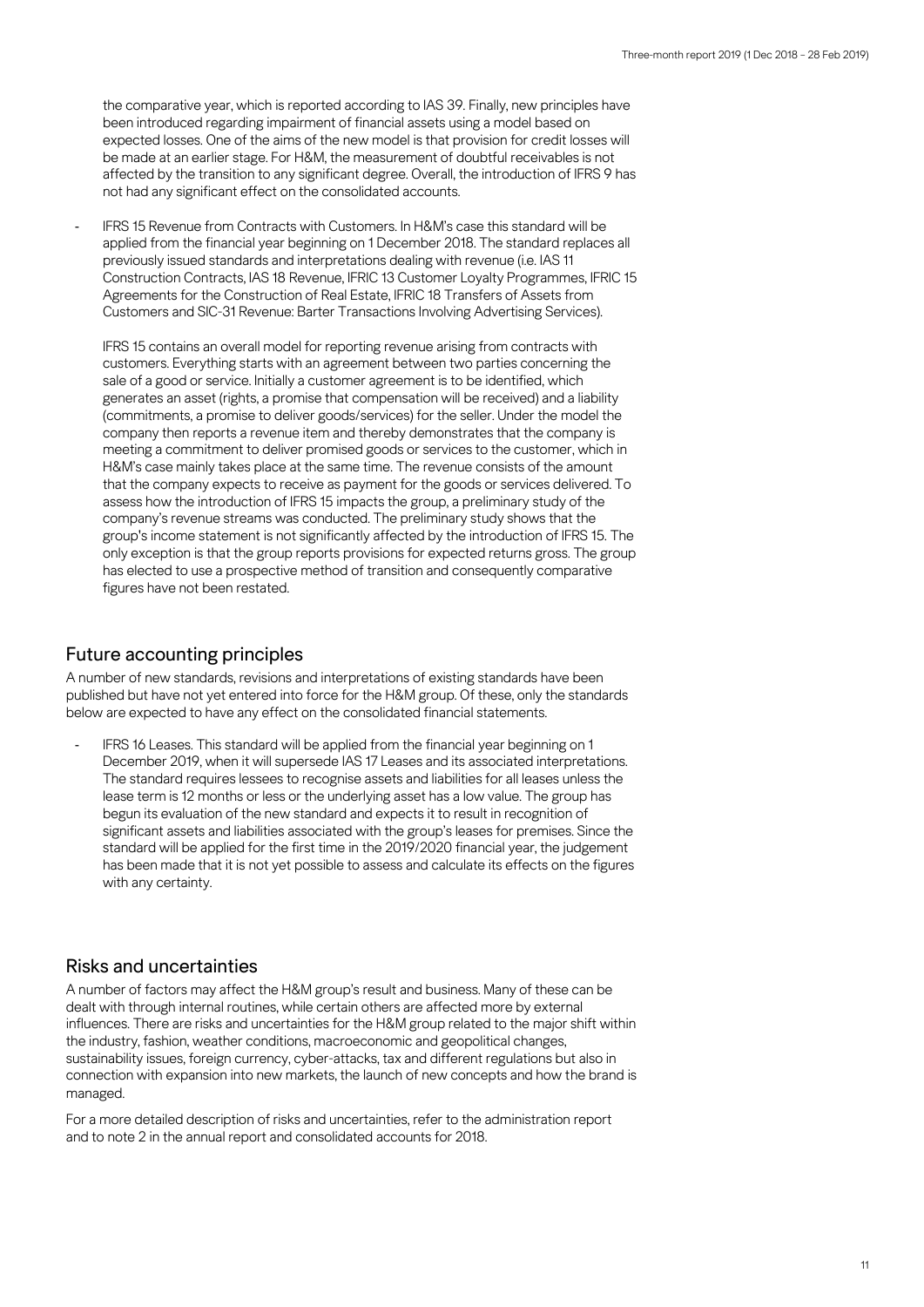the comparative year, which is reported according to IAS 39. Finally, new principles have been introduced regarding impairment of financial assets using a model based on expected losses. One of the aims of the new model is that provision for credit losses will be made at an earlier stage. For H&M, the measurement of doubtful receivables is not affected by the transition to any significant degree. Overall, the introduction of IFRS 9 has not had any significant effect on the consolidated accounts.

- IFRS 15 Revenue from Contracts with Customers. In H&M's case this standard will be applied from the financial year beginning on 1 December 2018. The standard replaces all previously issued standards and interpretations dealing with revenue (i.e. IAS 11 Construction Contracts, IAS 18 Revenue, IFRIC 13 Customer Loyalty Programmes, IFRIC 15 Agreements for the Construction of Real Estate, IFRIC 18 Transfers of Assets from Customers and SIC-31 Revenue: Barter Transactions Involving Advertising Services).

  IFRS 15 contains an overall model for reporting revenue arising from contracts with customers. Everything starts with an agreement between two parties concerning the sale of a good or service. Initially a customer agreement is to be identified, which generates an asset (rights, a promise that compensation will be received) and a liability (commitments, a promise to deliver goods/services) for the seller. Under the model the company then reports a revenue item and thereby demonstrates that the company is meeting a commitment to deliver promised goods or services to the customer, which in H&M's case mainly takes place at the same time. The revenue consists of the amount that the company expects to receive as payment for the goods or services delivered. To assess how the introduction of IFRS 15 impacts the group, a preliminary study of the company's revenue streams was conducted. The preliminary study shows that the group's income statement is not significantly affected by the introduction of IFRS 15. The only exception is that the group reports provisions for expected returns gross. The group has elected to use a prospective method of transition and consequently comparative figures have not been restated.

## Future accounting principles

A number of new standards, revisions and interpretations of existing standards have been published but have not yet entered into force for the H&M group. Of these, only the standards below are expected to have any effect on the consolidated financial statements.

- IFRS 16 Leases. This standard will be applied from the financial year beginning on 1 December 2019, when it will supersede IAS 17 Leases and its associated interpretations. The standard requires lessees to recognise assets and liabilities for all leases unless the lease term is 12 months or less or the underlying asset has a low value. The group has begun its evaluation of the new standard and expects it to result in recognition of significant assets and liabilities associated with the group's leases for premises. Since the standard will be applied for the first time in the 2019/2020 financial year, the judgement has been made that it is not yet possible to assess and calculate its effects on the figures with any certainty.

## Risks and uncertainties

A number of factors may affect the H&M group's result and business. Many of these can be dealt with through internal routines, while certain others are affected more by external influences. There are risks and uncertainties for the H&M group related to the major shift within the industry, fashion, weather conditions, macroeconomic and geopolitical changes, sustainability issues, foreign currency, cyber-attacks, tax and different regulations but also in connection with expansion into new markets, the launch of new concepts and how the brand is managed.

For a more detailed description of risks and uncertainties, refer to the administration report and to note 2 in the annual report and consolidated accounts for 2018.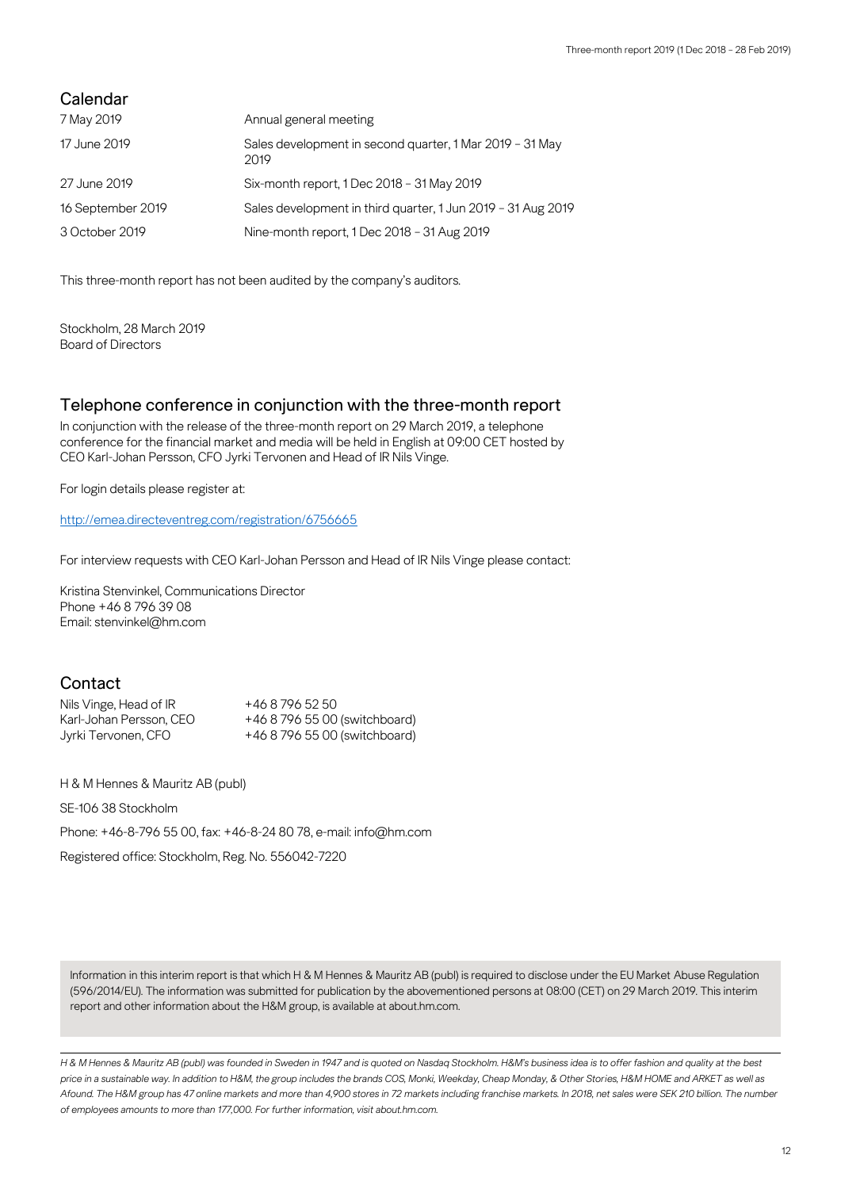## Calendar

| | |
|---|---|
| 7 May 2019 | Annual general meeting |
| 17 June 2019 | Sales development in second quarter, 1 Mar 2019 – 31 May 2019 |
| 27 June 2019 | Six-month report, 1 Dec 2018 – 31 May 2019 |
| 16 September 2019 | Sales development in third quarter, 1 Jun 2019 – 31 Aug 2019 |
| 3 October 2019 | Nine-month report, 1 Dec 2018 – 31 Aug 2019 |

This three-month report has not been audited by the company's auditors.

Stockholm, 28 March 2019
Board of Directors

## Telephone conference in conjunction with the three-month report

In conjunction with the release of the three-month report on 29 March 2019, a telephone conference for the financial market and media will be held in English at 09:00 CET hosted by CEO Karl-Johan Persson, CFO Jyrki Tervonen and Head of IR Nils Vinge.

For login details please register at:

http://emea.directeventreg.com/registration/6756665

For interview requests with CEO Karl-Johan Persson and Head of IR Nils Vinge please contact:

Kristina Stenvinkel, Communications Director
Phone +46 8 796 39 08
Email: stenvinkel@hm.com

## Contact

| | |
|---|---|
| Nils Vinge, Head of IR | +46 8 796 52 50 |
| Karl-Johan Persson, CEO | +46 8 796 55 00 (switchboard) |
| Jyrki Tervonen, CFO | +46 8 796 55 00 (switchboard) |

H & M Hennes & Mauritz AB (publ)

SE-106 38 Stockholm

Phone: +46-8-796 55 00, fax: +46-8-24 80 78, e-mail: info@hm.com

Registered office: Stockholm, Reg. No. 556042-7220

Information in this interim report is that which H & M Hennes & Mauritz AB (publ) is required to disclose under the EU Market Abuse Regulation (596/2014/EU). The information was submitted for publication by the abovementioned persons at 08:00 (CET) on 29 March 2019. This interim report and other information about the H&M group, is available at about.hm.com.

*H & M Hennes & Mauritz AB (publ) was founded in Sweden in 1947 and is quoted on Nasdaq Stockholm. H&M's business idea is to offer fashion and quality at the best price in a sustainable way. In addition to H&M, the group includes the brands COS, Monki, Weekday, Cheap Monday, & Other Stories, H&M HOME and ARKET as well as Afound. The H&M group has 47 online markets and more than 4,900 stores in 72 markets including franchise markets. In 2018, net sales were SEK 210 billion. The number of employees amounts to more than 177,000. For further information, visit about.hm.com.*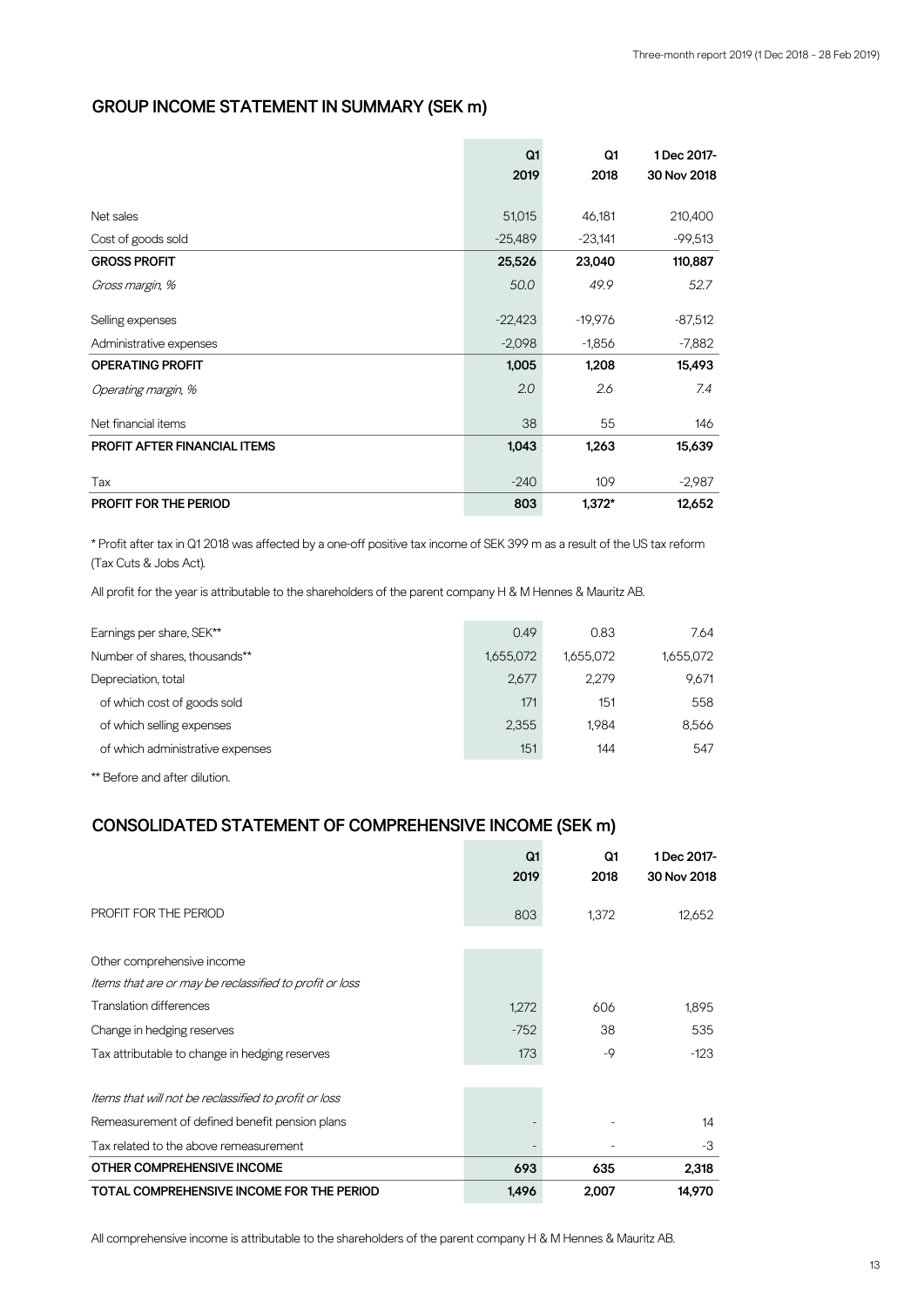## GROUP INCOME STATEMENT IN SUMMARY (SEK m)

| | Q1 2019 | Q1 2018 | 1 Dec 2017-30 Nov 2018 |
|---|---|---|---|
| Net sales | 51,015 | 46,181 | 210,400 |
| Cost of goods sold | -25,489 | -23,141 | -99,513 |
| **GROSS PROFIT** | **25,526** | **23,040** | **110,887** |
| *Gross margin, %* | *50.0* | *49.9* | *52.7* |
| Selling expenses | -22,423 | -19,976 | -87,512 |
| Administrative expenses | -2,098 | -1,856 | -7,882 |
| **OPERATING PROFIT** | **1,005** | **1,208** | **15,493** |
| *Operating margin, %* | *2.0* | *2.6* | *7.4* |
| Net financial items | 38 | 55 | 146 |
| **PROFIT AFTER FINANCIAL ITEMS** | **1,043** | **1,263** | **15,639** |
| Tax | -240 | 109 | -2,987 |
| **PROFIT FOR THE PERIOD** | **803** | **1,372*** | **12,652** |

* Profit after tax in Q1 2018 was affected by a one-off positive tax income of SEK 399 m as a result of the US tax reform (Tax Cuts & Jobs Act).

All profit for the year is attributable to the shareholders of the parent company H & M Hennes & Mauritz AB.

| | Q1 2019 | Q1 2018 | 1 Dec 2017-30 Nov 2018 |
|---|---|---|---|
| Earnings per share, SEK** | 0.49 | 0.83 | 7.64 |
| Number of shares, thousands** | 1,655,072 | 1,655,072 | 1,655,072 |
| Depreciation, total | 2,677 | 2,279 | 9,671 |
| of which cost of goods sold | 171 | 151 | 558 |
| of which selling expenses | 2,355 | 1,984 | 8,566 |
| of which administrative expenses | 151 | 144 | 547 |

** Before and after dilution.

## CONSOLIDATED STATEMENT OF COMPREHENSIVE INCOME (SEK m)

| | Q1 2019 | Q1 2018 | 1 Dec 2017-30 Nov 2018 |
|---|---|---|---|
| PROFIT FOR THE PERIOD | 803 | 1,372 | 12,652 |
| Other comprehensive income | | | |
| *Items that are or may be reclassified to profit or loss* | | | |
| Translation differences | 1,272 | 606 | 1,895 |
| Change in hedging reserves | -752 | 38 | 535 |
| Tax attributable to change in hedging reserves | 173 | -9 | -123 |
| *Items that will not be reclassified to profit or loss* | | | |
| Remeasurement of defined benefit pension plans | - | - | 14 |
| Tax related to the above remeasurement | - | - | -3 |
| **OTHER COMPREHENSIVE INCOME** | **693** | **635** | **2,318** |
| **TOTAL COMPREHENSIVE INCOME FOR THE PERIOD** | **1,496** | **2,007** | **14,970** |

All comprehensive income is attributable to the shareholders of the parent company H & M Hennes & Mauritz AB.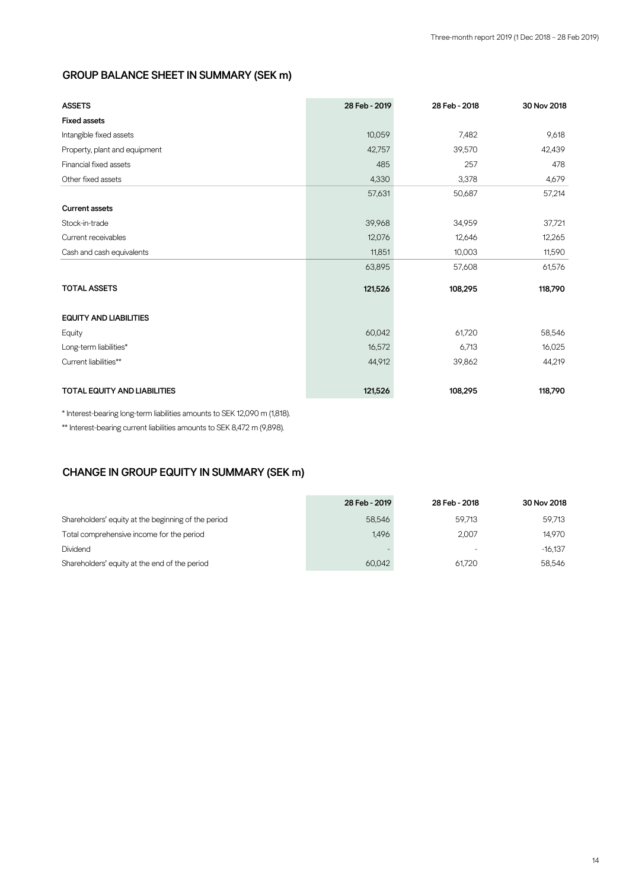## GROUP BALANCE SHEET IN SUMMARY (SEK m)

| ASSETS | 28 Feb - 2019 | 28 Feb - 2018 | 30 Nov 2018 |
|---|---|---|---|
| **Fixed assets** | | | |
| Intangible fixed assets | 10,059 | 7,482 | 9,618 |
| Property, plant and equipment | 42,757 | 39,570 | 42,439 |
| Financial fixed assets | 485 | 257 | 478 |
| Other fixed assets | 4,330 | 3,378 | 4,679 |
| | 57,631 | 50,687 | 57,214 |
| **Current assets** | | | |
| Stock-in-trade | 39,968 | 34,959 | 37,721 |
| Current receivables | 12,076 | 12,646 | 12,265 |
| Cash and cash equivalents | 11,851 | 10,003 | 11,590 |
| | 63,895 | 57,608 | 61,576 |
| **TOTAL ASSETS** | **121,526** | **108,295** | **118,790** |
| **EQUITY AND LIABILITIES** | | | |
| Equity | 60,042 | 61,720 | 58,546 |
| Long-term liabilities* | 16,572 | 6,713 | 16,025 |
| Current liabilities** | 44,912 | 39,862 | 44,219 |
| **TOTAL EQUITY AND LIABILITIES** | **121,526** | **108,295** | **118,790** |

* Interest-bearing long-term liabilities amounts to SEK 12,090 m (1,818).

** Interest-bearing current liabilities amounts to SEK 8,472 m (9,898).

## CHANGE IN GROUP EQUITY IN SUMMARY (SEK m)

| | 28 Feb - 2019 | 28 Feb - 2018 | 30 Nov 2018 |
|---|---|---|---|
| Shareholders' equity at the beginning of the period | 58,546 | 59,713 | 59,713 |
| Total comprehensive income for the period | 1,496 | 2,007 | 14,970 |
| Dividend | - | - | -16,137 |
| Shareholders' equity at the end of the period | 60,042 | 61,720 | 58,546 |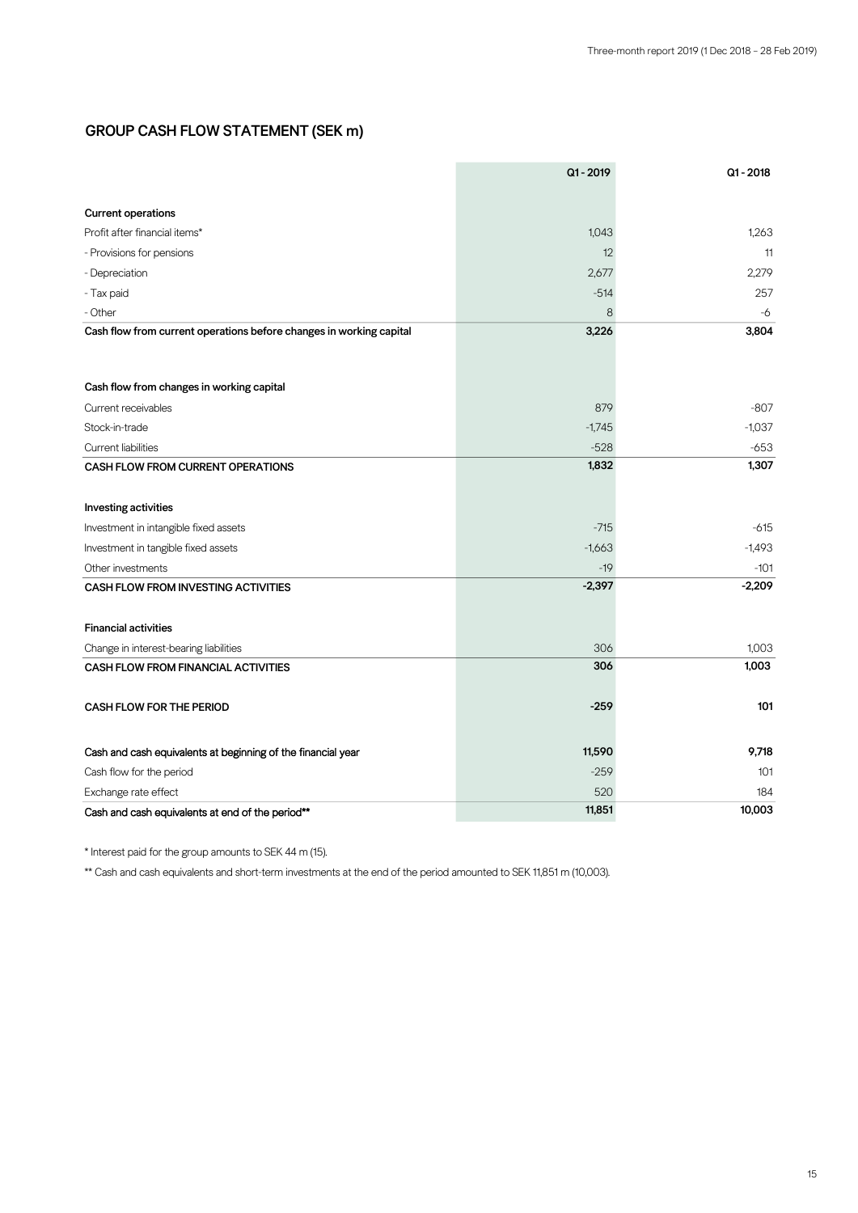## GROUP CASH FLOW STATEMENT (SEK m)

| | Q1 - 2019 | Q1 - 2018 |
|---|---|---|
| **Current operations** | | |
| Profit after financial items* | 1,043 | 1,263 |
| - Provisions for pensions | 12 | 11 |
| - Depreciation | 2,677 | 2,279 |
| - Tax paid | -514 | 257 |
| - Other | 8 | -6 |
| **Cash flow from current operations before changes in working capital** | **3,226** | **3,804** |
| | | |
| **Cash flow from changes in working capital** | | |
| Current receivables | 879 | -807 |
| Stock-in-trade | -1,745 | -1,037 |
| Current liabilities | -528 | -653 |
| **CASH FLOW FROM CURRENT OPERATIONS** | **1,832** | **1,307** |
| | | |
| **Investing activities** | | |
| Investment in intangible fixed assets | -715 | -615 |
| Investment in tangible fixed assets | -1,663 | -1,493 |
| Other investments | -19 | -101 |
| **CASH FLOW FROM INVESTING ACTIVITIES** | **-2,397** | **-2,209** |
| | | |
| **Financial activities** | | |
| Change in interest-bearing liabilities | 306 | 1,003 |
| **CASH FLOW FROM FINANCIAL ACTIVITIES** | **306** | **1,003** |
| | | |
| **CASH FLOW FOR THE PERIOD** | **-259** | **101** |
| | | |
| **Cash and cash equivalents at beginning of the financial year** | **11,590** | **9,718** |
| Cash flow for the period | -259 | 101 |
| Exchange rate effect | 520 | 184 |
| **Cash and cash equivalents at end of the period**** | **11,851** | **10,003** |

* Interest paid for the group amounts to SEK 44 m (15).

** Cash and cash equivalents and short-term investments at the end of the period amounted to SEK 11,851 m (10,003).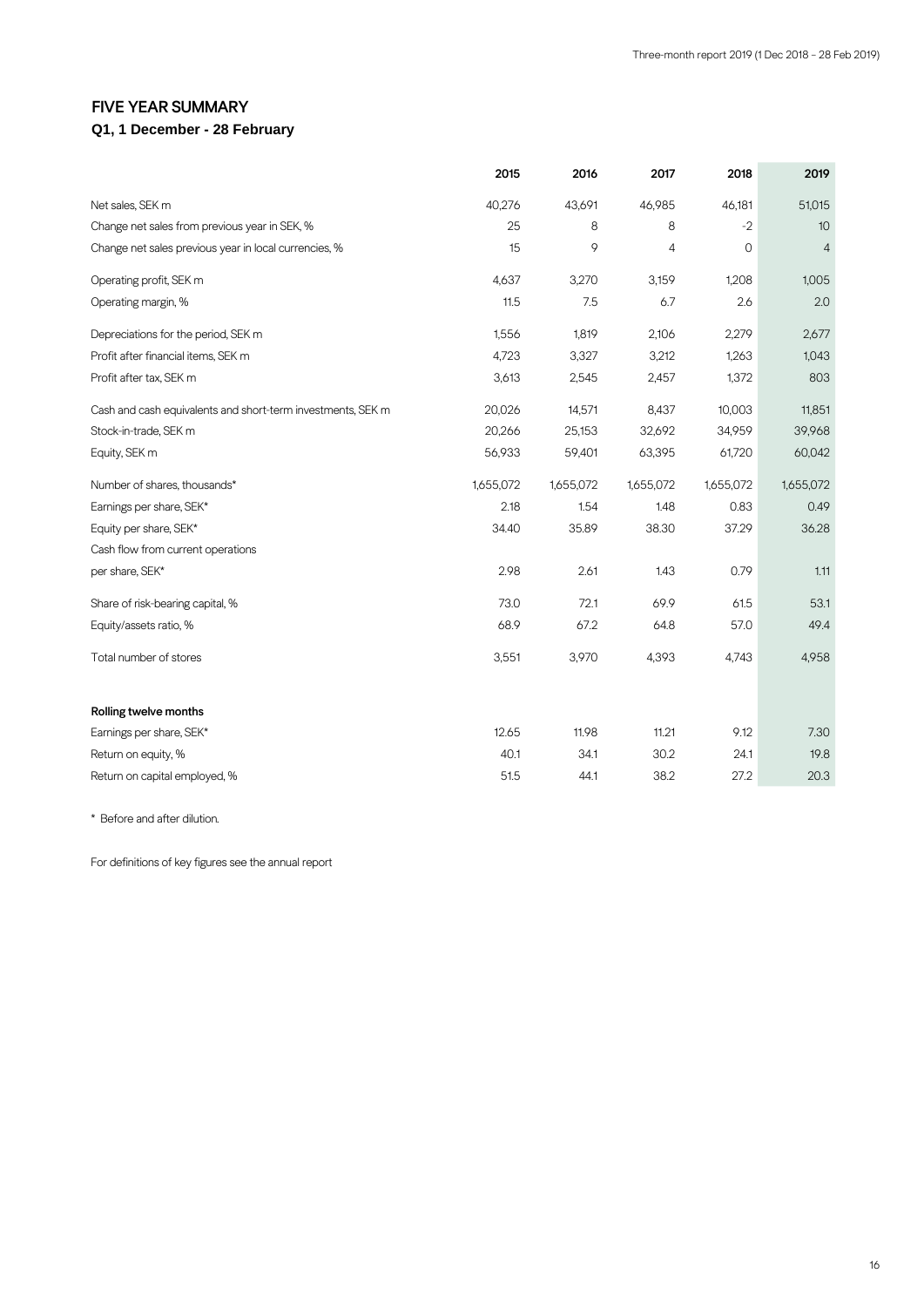# FIVE YEAR SUMMARY

## Q1, 1 December - 28 February

| | 2015 | 2016 | 2017 | 2018 | 2019 |
|---|---|---|---|---|---|
| Net sales, SEK m | 40,276 | 43,691 | 46,985 | 46,181 | 51,015 |
| Change net sales from previous year in SEK, % | 25 | 8 | 8 | -2 | 10 |
| Change net sales previous year in local currencies, % | 15 | 9 | 4 | 0 | 4 |
| Operating profit, SEK m | 4,637 | 3,270 | 3,159 | 1,208 | 1,005 |
| Operating margin, % | 11.5 | 7.5 | 6.7 | 2.6 | 2.0 |
| Depreciations for the period, SEK m | 1,556 | 1,819 | 2,106 | 2,279 | 2,677 |
| Profit after financial items, SEK m | 4,723 | 3,327 | 3,212 | 1,263 | 1,043 |
| Profit after tax, SEK m | 3,613 | 2,545 | 2,457 | 1,372 | 803 |
| Cash and cash equivalents and short-term investments, SEK m | 20,026 | 14,571 | 8,437 | 10,003 | 11,851 |
| Stock-in-trade, SEK m | 20,266 | 25,153 | 32,692 | 34,959 | 39,968 |
| Equity, SEK m | 56,933 | 59,401 | 63,395 | 61,720 | 60,042 |
| Number of shares, thousands* | 1,655,072 | 1,655,072 | 1,655,072 | 1,655,072 | 1,655,072 |
| Earnings per share, SEK* | 2.18 | 1.54 | 1.48 | 0.83 | 0.49 |
| Equity per share, SEK* | 34.40 | 35.89 | 38.30 | 37.29 | 36.28 |
| Cash flow from current operations per share, SEK* | 2.98 | 2.61 | 1.43 | 0.79 | 1.11 |
| Share of risk-bearing capital, % | 73.0 | 72.1 | 69.9 | 61.5 | 53.1 |
| Equity/assets ratio, % | 68.9 | 67.2 | 64.8 | 57.0 | 49.4 |
| Total number of stores | 3,551 | 3,970 | 4,393 | 4,743 | 4,958 |
| **Rolling twelve months** | | | | | |
| Earnings per share, SEK* | 12.65 | 11.98 | 11.21 | 9.12 | 7.30 |
| Return on equity, % | 40.1 | 34.1 | 30.2 | 24.1 | 19.8 |
| Return on capital employed, % | 51.5 | 44.1 | 38.2 | 27.2 | 20.3 |

\* Before and after dilution.

For definitions of key figures see the annual report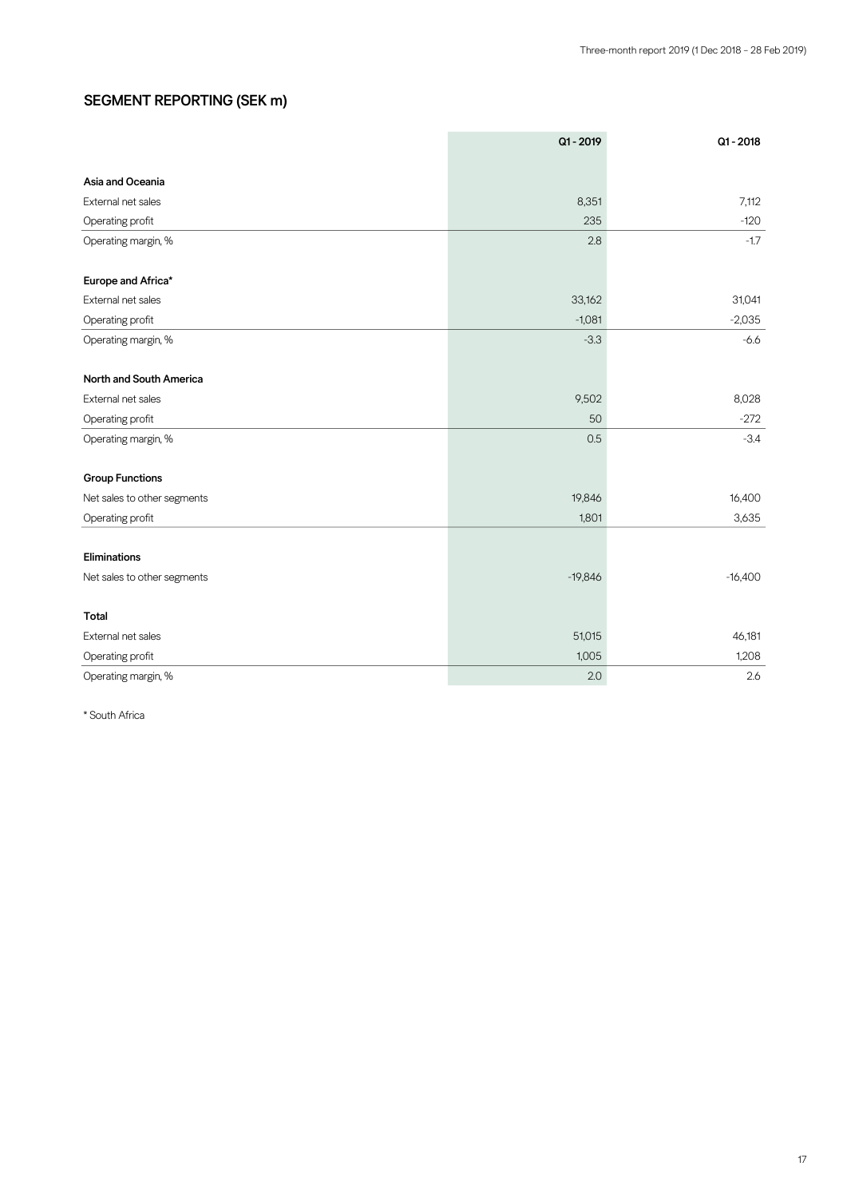## SEGMENT REPORTING (SEK m)

| | Q1 - 2019 | Q1 - 2018 |
|---|---|---|
| **Asia and Oceania** | | |
| External net sales | 8,351 | 7,112 |
| Operating profit | 235 | -120 |
| Operating margin, % | 2.8 | -1.7 |
| **Europe and Africa*** | | |
| External net sales | 33,162 | 31,041 |
| Operating profit | -1,081 | -2,035 |
| Operating margin, % | -3.3 | -6.6 |
| **North and South America** | | |
| External net sales | 9,502 | 8,028 |
| Operating profit | 50 | -272 |
| Operating margin, % | 0.5 | -3.4 |
| **Group Functions** | | |
| Net sales to other segments | 19,846 | 16,400 |
| Operating profit | 1,801 | 3,635 |
| **Eliminations** | | |
| Net sales to other segments | -19,846 | -16,400 |
| **Total** | | |
| External net sales | 51,015 | 46,181 |
| Operating profit | 1,005 | 1,208 |
| Operating margin, % | 2.0 | 2.6 |

* South Africa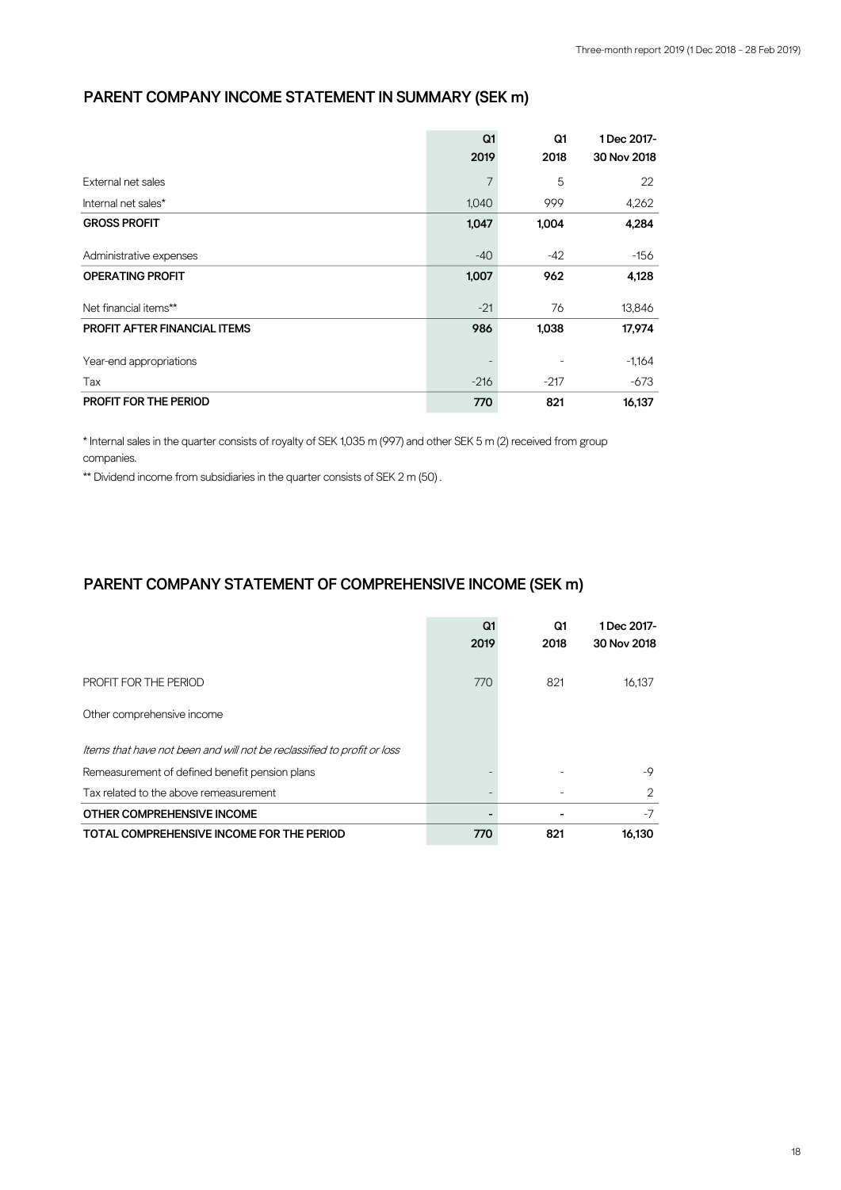## PARENT COMPANY INCOME STATEMENT IN SUMMARY (SEK m)

| | Q1 2019 | Q1 2018 | 1 Dec 2017-30 Nov 2018 |
|---|---|---|---|
| External net sales | 7 | 5 | 22 |
| Internal net sales* | 1,040 | 999 | 4,262 |
| **GROSS PROFIT** | **1,047** | **1,004** | **4,284** |
| Administrative expenses | -40 | -42 | -156 |
| **OPERATING PROFIT** | **1,007** | **962** | **4,128** |
| Net financial items** | -21 | 76 | 13,846 |
| **PROFIT AFTER FINANCIAL ITEMS** | **986** | **1,038** | **17,974** |
| Year-end appropriations | - | - | -1,164 |
| Tax | -216 | -217 | -673 |
| **PROFIT FOR THE PERIOD** | **770** | **821** | **16,137** |

* Internal sales in the quarter consists of royalty of SEK 1,035 m (997) and other SEK 5 m (2) received from group companies.

** Dividend income from subsidiaries in the quarter consists of SEK 2 m (50) .

## PARENT COMPANY STATEMENT OF COMPREHENSIVE INCOME (SEK m)

| | Q1 2019 | Q1 2018 | 1 Dec 2017-30 Nov 2018 |
|---|---|---|---|
| PROFIT FOR THE PERIOD | 770 | 821 | 16,137 |
| Other comprehensive income | | | |
| *Items that have not been and will not be reclassified to profit or loss* | | | |
| Remeasurement of defined benefit pension plans | - | - | -9 |
| Tax related to the above remeasurement | - | - | 2 |
| **OTHER COMPREHENSIVE INCOME** | **-** | **-** | **-7** |
| **TOTAL COMPREHENSIVE INCOME FOR THE PERIOD** | **770** | **821** | **16,130** |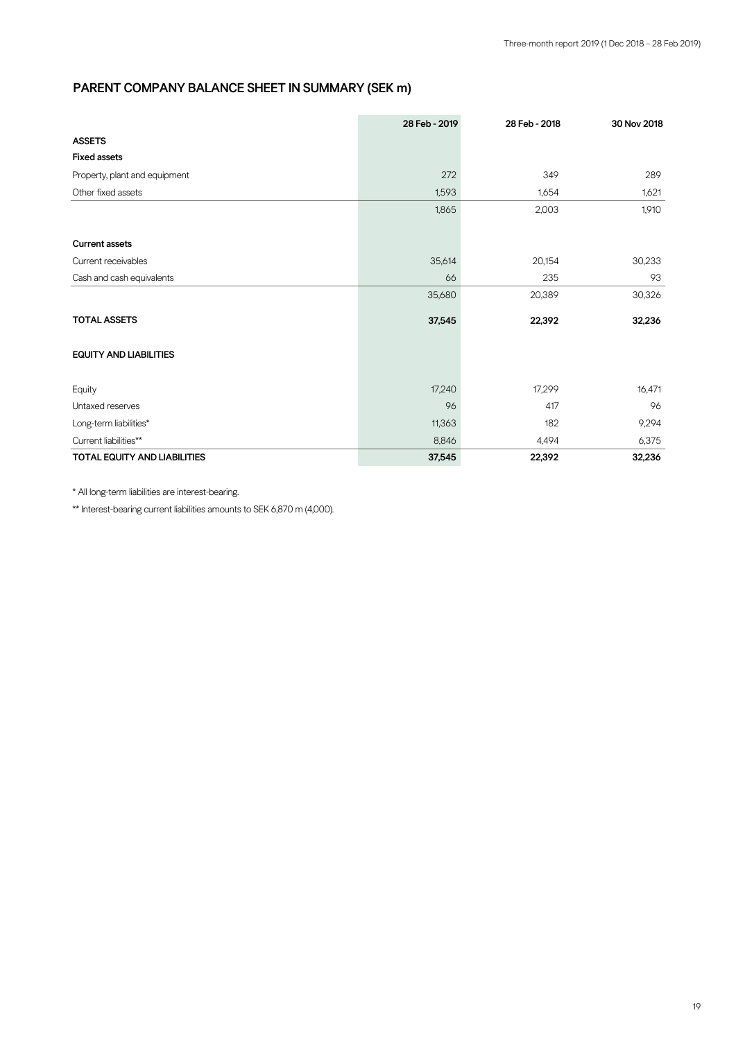## PARENT COMPANY BALANCE SHEET IN SUMMARY (SEK m)

| | 28 Feb - 2019 | 28 Feb - 2018 | 30 Nov 2018 |
|---|---|---|---|
| **ASSETS** | | | |
| **Fixed assets** | | | |
| Property, plant and equipment | 272 | 349 | 289 |
| Other fixed assets | 1,593 | 1,654 | 1,621 |
| | 1,865 | 2,003 | 1,910 |
| **Current assets** | | | |
| Current receivables | 35,614 | 20,154 | 30,233 |
| Cash and cash equivalents | 66 | 235 | 93 |
| | 35,680 | 20,389 | 30,326 |
| **TOTAL ASSETS** | **37,545** | **22,392** | **32,236** |
| **EQUITY AND LIABILITIES** | | | |
| Equity | 17,240 | 17,299 | 16,471 |
| Untaxed reserves | 96 | 417 | 96 |
| Long-term liabilities* | 11,363 | 182 | 9,294 |
| Current liabilities** | 8,846 | 4,494 | 6,375 |
| **TOTAL EQUITY AND LIABILITIES** | **37,545** | **22,392** | **32,236** |

* All long-term liabilities are interest-bearing.

** Interest-bearing current liabilities amounts to SEK 6,870 m (4,000).